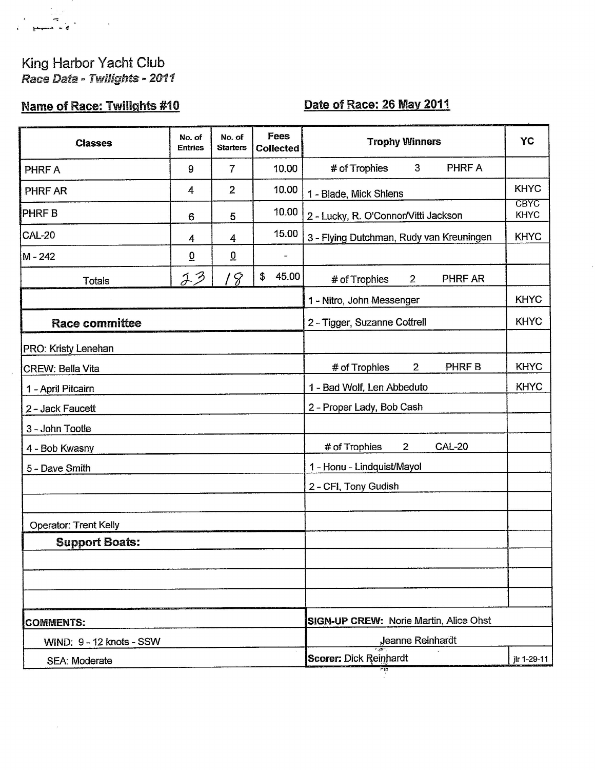King Harbor Yacht Club

*Race Data - Twilights - 2011*

**Name of Race: Twilights #10** **Date of Race: 26 May 2011**

| Classes | No. of Entries | No. of Starters | Fees Collected | Trophy Winners | YC |
|---|---|---|---|---|---|
| PHRF A | 9 | 7 | 10.00 | # of Trophies 3 PHRF A | |
| PHRF AR | 4 | 2 | 10.00 | 1 - Blade, Mick Shlens | KHYC |
| PHRF B | 6 | 5 | 10.00 | 2 - Lucky, R. O'Connor/Vitti Jackson | CBYC KHYC |
| CAL-20 | 4 | 4 | 15.00 | 3 - Flying Dutchman, Rudy van Kreuningen | KHYC |
| M - 242 | 0 | 0 | - | | |
| Totals | 23 | 18 | $ 45.00 | # of Trophies 2 PHRF AR | |
| | | | | 1 - Nitro, John Messenger | KHYC |
| **Race committee** | | | | 2 - Tigger, Suzanne Cottrell | KHYC |
| PRO: Kristy Lenehan | | | | | |
| CREW: Bella Vita | | | | # of Trophies 2 PHRF B | KHYC |
| 1 - April Pitcairn | | | | 1 - Bad Wolf, Len Abbeduto | KHYC |
| 2 - Jack Faucett | | | | 2 - Proper Lady, Bob Cash | |
| 3 - John Tootle | | | | | |
| 4 - Bob Kwasny | | | | # of Trophies 2 CAL-20 | |
| 5 - Dave Smith | | | | 1 - Honu - Lindquist/Mayol | |
| | | | | 2 - CFI, Tony Gudish | |
| Operator: Trent Kelly | | | | | |
| **Support Boats:** | | | | | |

**COMMENTS:**

WIND: 9 - 12 knots - SSW

SEA: Moderate

**SIGN-UP CREW:** Norie Martin, Alice Ohst, Jeanne Reinhardt

**Scorer:** Dick Reinhardt

jlr 1-29-11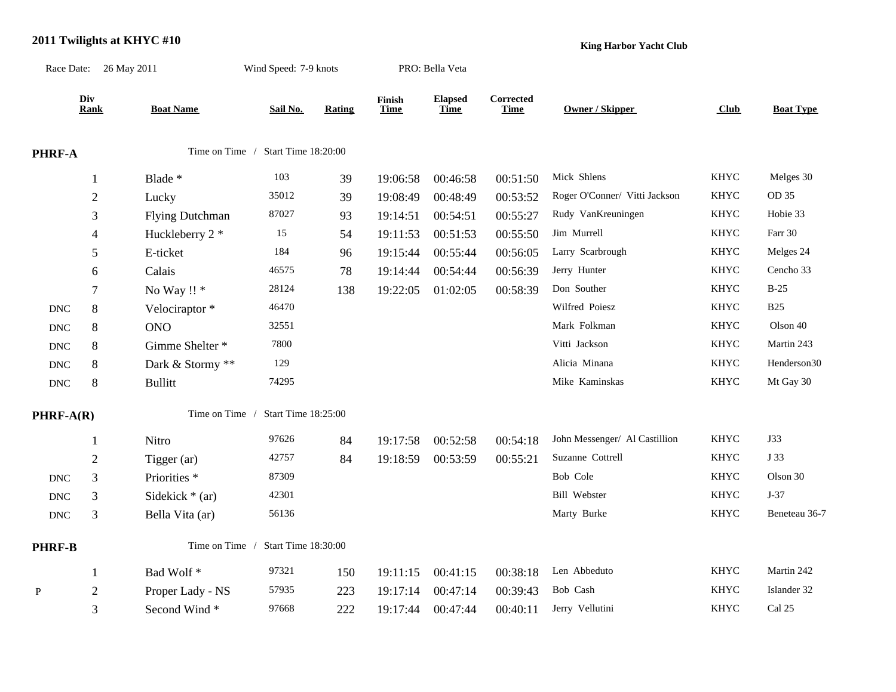# 2011 Twilights at KHYC #10

**King Harbor Yacht Club**

Race Date: 26 May 2011 Wind Speed: 7-9 knots PRO: Bella Veta

| | Div Rank | Boat Name | Sail No. | Rating | Finish Time | Elapsed Time | Corrected Time | Owner / Skipper | Club | Boat Type |
|---|---|---|---|---|---|---|---|---|---|---|
| **PHRF-A** | | Time on Time / Start Time 18:20:00 | | | | | | | | |
| | 1 | Blade * | 103 | 39 | 19:06:58 | 00:46:58 | 00:51:50 | Mick Shlens | KHYC | Melges 30 |
| | 2 | Lucky | 35012 | 39 | 19:08:49 | 00:48:49 | 00:53:52 | Roger O'Conner/ Vitti Jackson | KHYC | OD 35 |
| | 3 | Flying Dutchman | 87027 | 93 | 19:14:51 | 00:54:51 | 00:55:27 | Rudy VanKreuningen | KHYC | Hobie 33 |
| | 4 | Huckleberry 2 * | 15 | 54 | 19:11:53 | 00:51:53 | 00:55:50 | Jim Murrell | KHYC | Farr 30 |
| | 5 | E-ticket | 184 | 96 | 19:15:44 | 00:55:44 | 00:56:05 | Larry Scarbrough | KHYC | Melges 24 |
| | 6 | Calais | 46575 | 78 | 19:14:44 | 00:54:44 | 00:56:39 | Jerry Hunter | KHYC | Cencho 33 |
| | 7 | No Way !! * | 28124 | 138 | 19:22:05 | 01:02:05 | 00:58:39 | Don Souther | KHYC | B-25 |
| DNC | 8 | Velociraptor * | 46470 | | | | | Wilfred Poiesz | KHYC | B25 |
| DNC | 8 | ONO | 32551 | | | | | Mark Folkman | KHYC | Olson 40 |
| DNC | 8 | Gimme Shelter * | 7800 | | | | | Vitti Jackson | KHYC | Martin 243 |
| DNC | 8 | Dark & Stormy ** | 129 | | | | | Alicia Minana | KHYC | Henderson30 |
| DNC | 8 | Bullitt | 74295 | | | | | Mike Kaminskas | KHYC | Mt Gay 30 |
| **PHRF-A(R)** | | Time on Time / Start Time 18:25:00 | | | | | | | | |
| | 1 | Nitro | 97626 | 84 | 19:17:58 | 00:52:58 | 00:54:18 | John Messenger/ Al Castillion | KHYC | J33 |
| | 2 | Tigger (ar) | 42757 | 84 | 19:18:59 | 00:53:59 | 00:55:21 | Suzanne Cottrell | KHYC | J 33 |
| DNC | 3 | Priorities * | 87309 | | | | | Bob Cole | KHYC | Olson 30 |
| DNC | 3 | Sidekick * (ar) | 42301 | | | | | Bill Webster | KHYC | J-37 |
| DNC | 3 | Bella Vita (ar) | 56136 | | | | | Marty Burke | KHYC | Beneteau 36-7 |
| **PHRF-B** | | Time on Time / Start Time 18:30:00 | | | | | | | | |
| | 1 | Bad Wolf * | 97321 | 150 | 19:11:15 | 00:41:15 | 00:38:18 | Len Abbeduto | KHYC | Martin 242 |
| P | 2 | Proper Lady - NS | 57935 | 223 | 19:17:14 | 00:47:14 | 00:39:43 | Bob Cash | KHYC | Islander 32 |
| | 3 | Second Wind * | 97668 | 222 | 19:17:44 | 00:47:44 | 00:40:11 | Jerry Vellutini | KHYC | Cal 25 |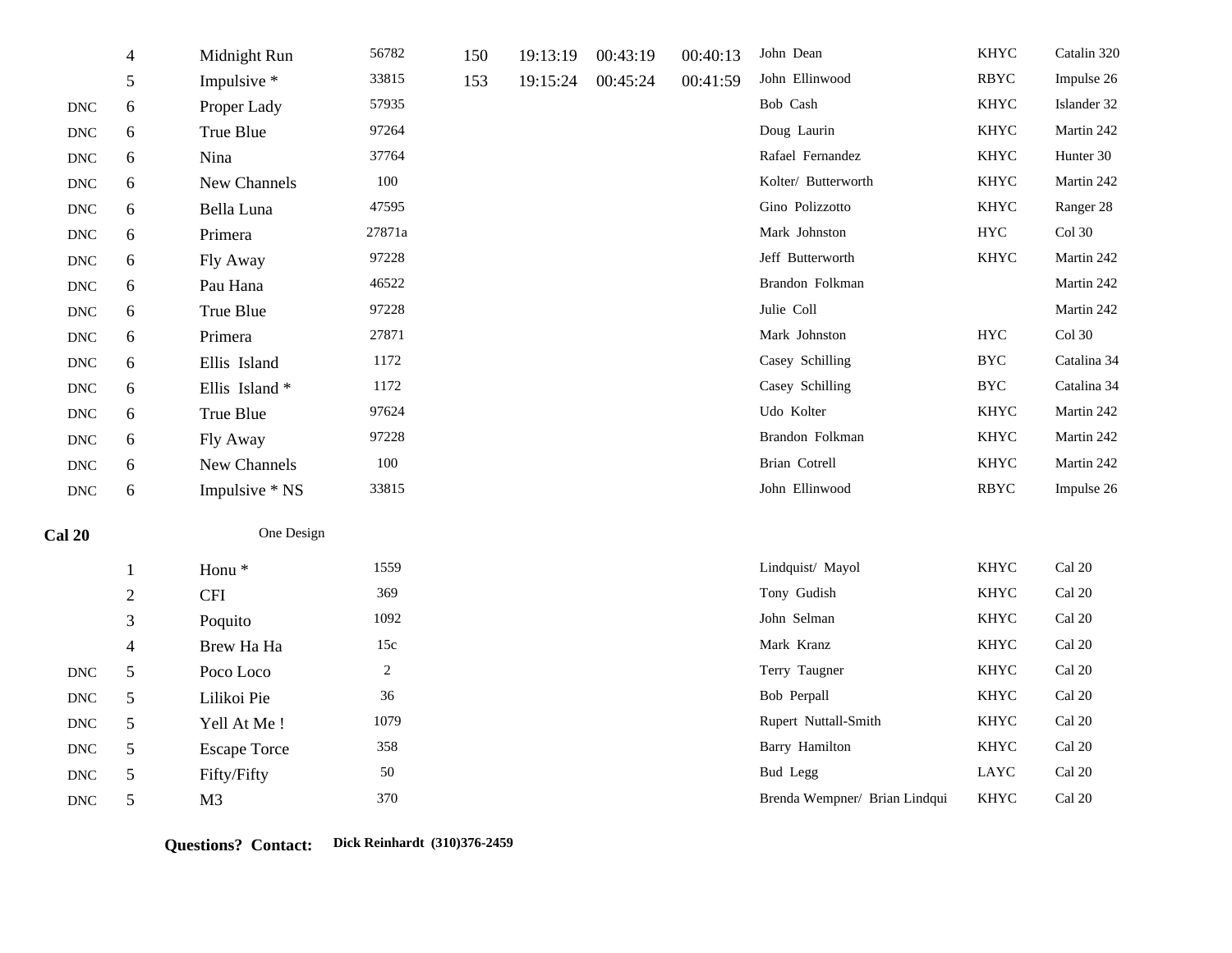| | | | | | | | | | | |
|---|---|---|---|---|---|---|---|---|---|---|
| | 4 | Midnight Run | 56782 | 150 | 19:13:19 | 00:43:19 | 00:40:13 | John Dean | KHYC | Catalin 320 |
| | 5 | Impulsive * | 33815 | 153 | 19:15:24 | 00:45:24 | 00:41:59 | John Ellinwood | RBYC | Impulse 26 |
| DNC | 6 | Proper Lady | 57935 | | | | | Bob Cash | KHYC | Islander 32 |
| DNC | 6 | True Blue | 97264 | | | | | Doug Laurin | KHYC | Martin 242 |
| DNC | 6 | Nina | 37764 | | | | | Rafael Fernandez | KHYC | Hunter 30 |
| DNC | 6 | New Channels | 100 | | | | | Kolter/ Butterworth | KHYC | Martin 242 |
| DNC | 6 | Bella Luna | 47595 | | | | | Gino Polizzotto | KHYC | Ranger 28 |
| DNC | 6 | Primera | 27871a | | | | | Mark Johnston | HYC | Col 30 |
| DNC | 6 | Fly Away | 97228 | | | | | Jeff Butterworth | KHYC | Martin 242 |
| DNC | 6 | Pau Hana | 46522 | | | | | Brandon Folkman | | Martin 242 |
| DNC | 6 | True Blue | 97228 | | | | | Julie Coll | | Martin 242 |
| DNC | 6 | Primera | 27871 | | | | | Mark Johnston | HYC | Col 30 |
| DNC | 6 | Ellis Island | 1172 | | | | | Casey Schilling | BYC | Catalina 34 |
| DNC | 6 | Ellis Island * | 1172 | | | | | Casey Schilling | BYC | Catalina 34 |
| DNC | 6 | True Blue | 97624 | | | | | Udo Kolter | KHYC | Martin 242 |
| DNC | 6 | Fly Away | 97228 | | | | | Brandon Folkman | KHYC | Martin 242 |
| DNC | 6 | New Channels | 100 | | | | | Brian Cotrell | KHYC | Martin 242 |
| DNC | 6 | Impulsive * NS | 33815 | | | | | John Ellinwood | RBYC | Impulse 26 |

**Cal 20** One Design

| | | | | | | |
|---|---|---|---|---|---|---|
| | 1 | Honu * | 1559 | Lindquist/ Mayol | KHYC | Cal 20 |
| | 2 | CFI | 369 | Tony Gudish | KHYC | Cal 20 |
| | 3 | Poquito | 1092 | John Selman | KHYC | Cal 20 |
| | 4 | Brew Ha Ha | 15c | Mark Kranz | KHYC | Cal 20 |
| DNC | 5 | Poco Loco | 2 | Terry Taugner | KHYC | Cal 20 |
| DNC | 5 | Lilikoi Pie | 36 | Bob Perpall | KHYC | Cal 20 |
| DNC | 5 | Yell At Me ! | 1079 | Rupert Nuttall-Smith | KHYC | Cal 20 |
| DNC | 5 | Escape Torce | 358 | Barry Hamilton | KHYC | Cal 20 |
| DNC | 5 | Fifty/Fifty | 50 | Bud Legg | LAYC | Cal 20 |
| DNC | 5 | M3 | 370 | Brenda Wempner/ Brian Lindqui | KHYC | Cal 20 |

**Questions? Contact:** **Dick Reinhardt (310)376-2459**